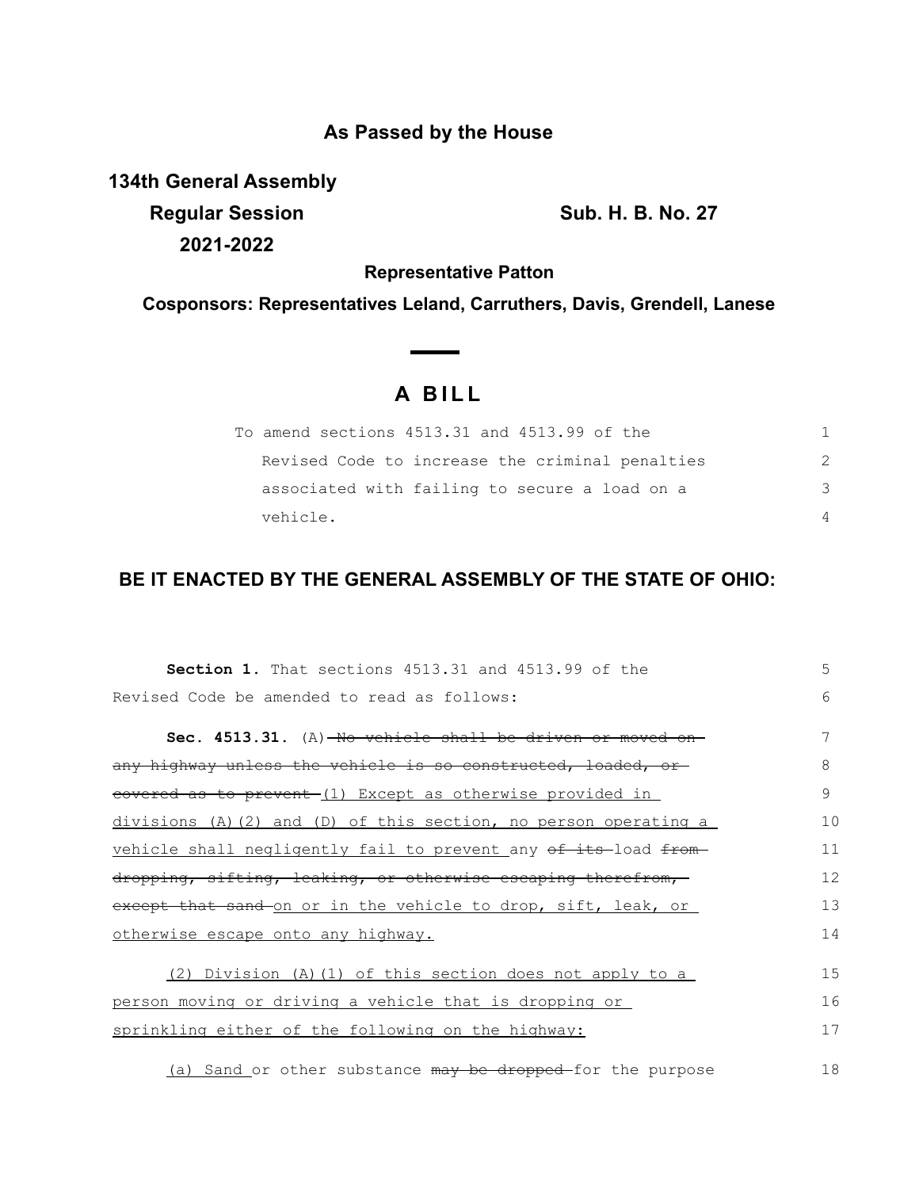**As Passed by the House**

**134th General Assembly**

**Regular Session**

**2021-2022**

**Sub. H. B. No. 27**

**Representative Patton**

**Cosponsors: Representatives Leland, Carruthers, Davis, Grendell, Lanese**

# A BILL

To amend sections 4513.31 and 4513.99 of the Revised Code to increase the criminal penalties associated with failing to secure a load on a vehicle.

**BE IT ENACTED BY THE GENERAL ASSEMBLY OF THE STATE OF OHIO:**

**Section 1.** That sections 4513.31 and 4513.99 of the Revised Code be amended to read as follows:

**Sec. 4513.31.** (A) ~~No vehicle shall be driven or moved on any highway unless the vehicle is so constructed, loaded, or covered as to prevent~~ (1) Except as otherwise provided in divisions (A)(2) and (D) of this section, no person operating a vehicle shall negligently fail to prevent any ~~of its~~ load ~~from dropping, sifting, leaking, or otherwise escaping therefrom, except that sand~~ on or in the vehicle to drop, sift, leak, or otherwise escape onto any highway.

(2) Division (A)(1) of this section does not apply to a person moving or driving a vehicle that is dropping or sprinkling either of the following on the highway:

(a) Sand or other substance ~~may be dropped~~ for the purpose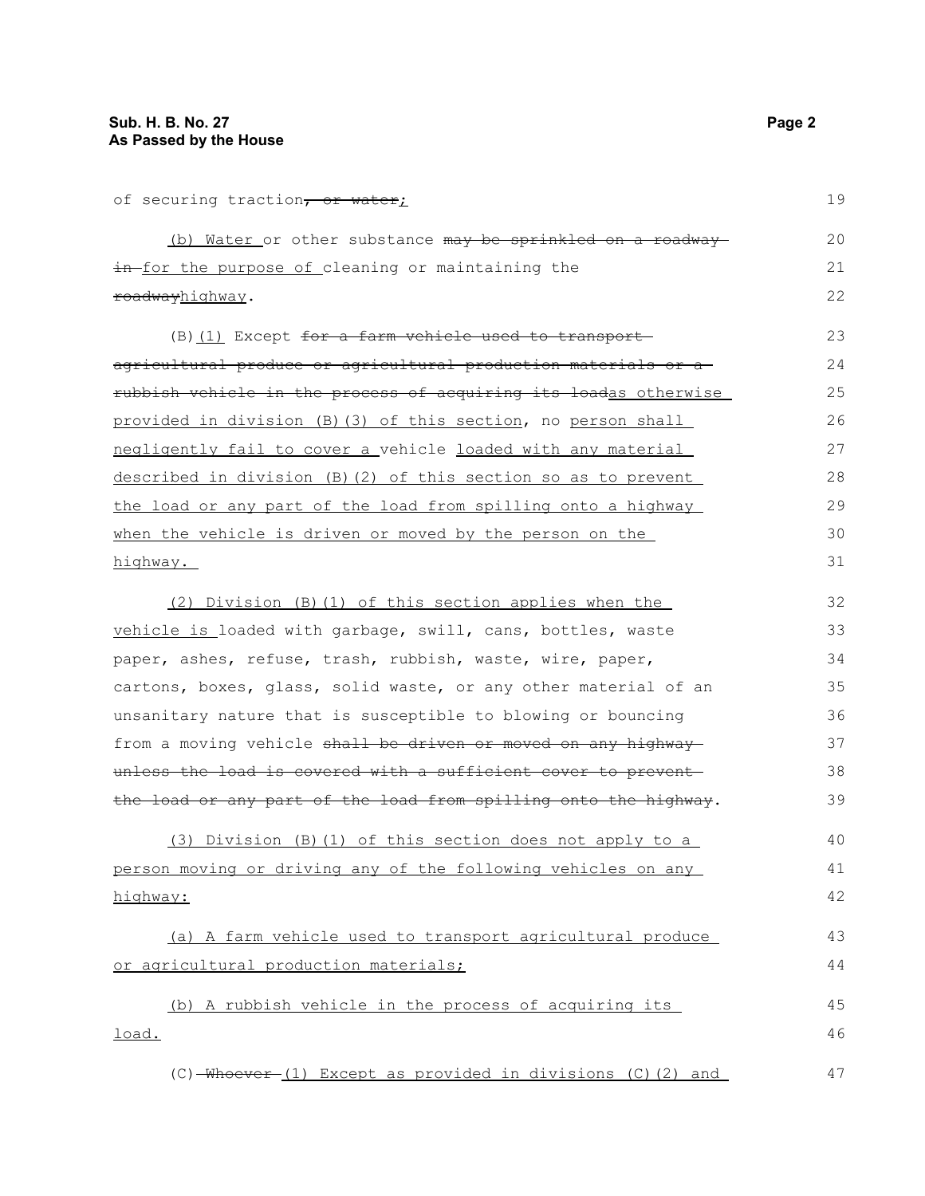of securing traction~~, or water~~;

(b) Water or other substance ~~may be sprinkled on a roadway in~~ for the purpose of cleaning or maintaining the ~~roadway~~highway.

(B)(1) Except ~~for a farm vehicle used to transport agricultural produce or agricultural production materials or a rubbish vehicle in the process of acquiring its load~~as otherwise provided in division (B)(3) of this section, no person shall negligently fail to cover a vehicle loaded with any material described in division (B)(2) of this section so as to prevent the load or any part of the load from spilling onto a highway when the vehicle is driven or moved by the person on the highway.

(2) Division (B)(1) of this section applies when the vehicle is loaded with garbage, swill, cans, bottles, waste paper, ashes, refuse, trash, rubbish, waste, wire, paper, cartons, boxes, glass, solid waste, or any other material of an unsanitary nature that is susceptible to blowing or bouncing from a moving vehicle ~~shall be driven or moved on any highway unless the load is covered with a sufficient cover to prevent the load or any part of the load from spilling onto the highway~~.

(3) Division (B)(1) of this section does not apply to a person moving or driving any of the following vehicles on any highway:

(a) A farm vehicle used to transport agricultural produce or agricultural production materials;

(b) A rubbish vehicle in the process of acquiring its load.

(C) ~~Whoever~~ (1) Except as provided in divisions (C)(2) and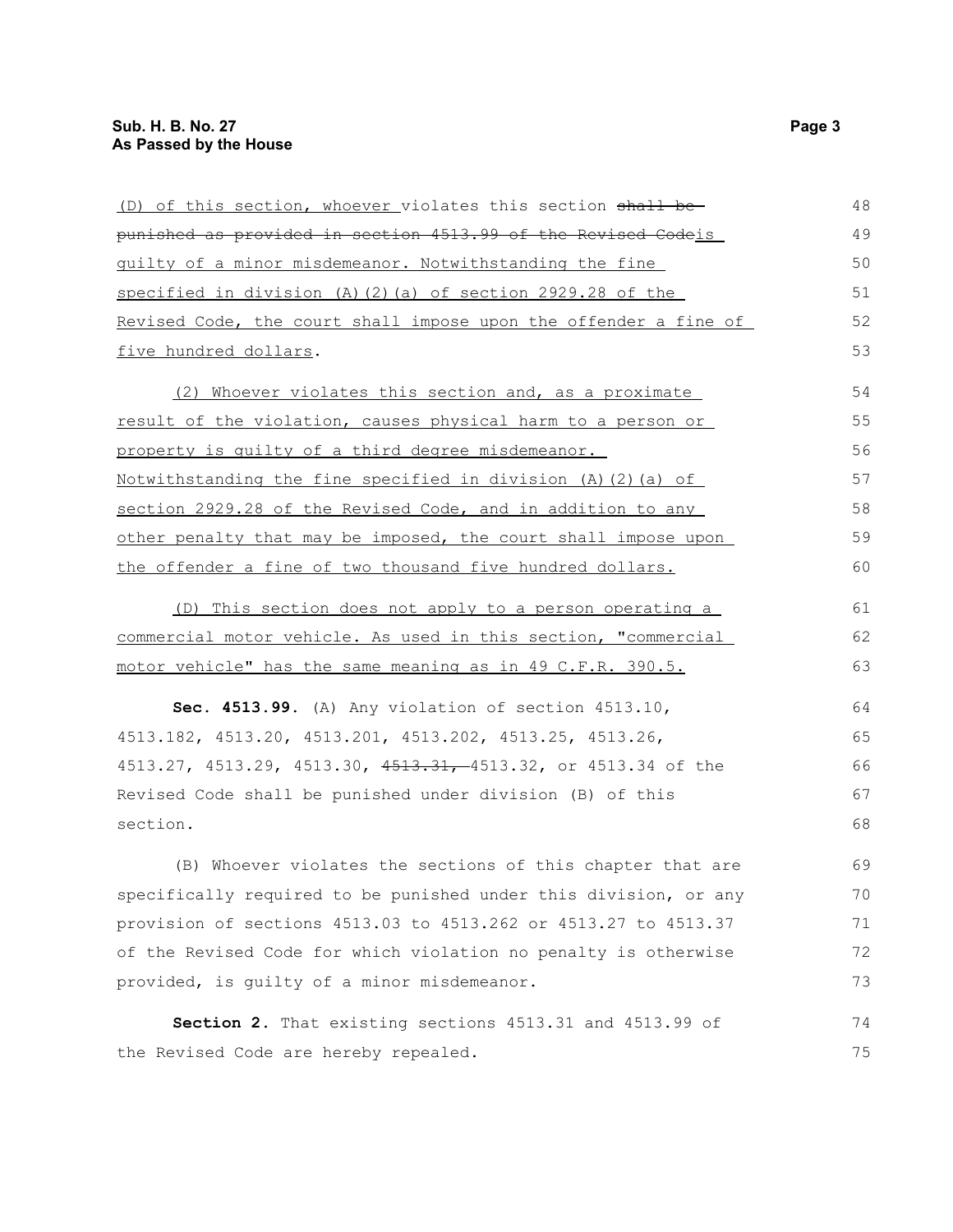(D) of this section, whoever violates this section ~~shall be punished as provided in section 4513.99 of the Revised Code~~is guilty of a minor misdemeanor. Notwithstanding the fine specified in division (A)(2)(a) of section 2929.28 of the Revised Code, the court shall impose upon the offender a fine of five hundred dollars.

(2) Whoever violates this section and, as a proximate result of the violation, causes physical harm to a person or property is guilty of a third degree misdemeanor. Notwithstanding the fine specified in division (A)(2)(a) of section 2929.28 of the Revised Code, and in addition to any other penalty that may be imposed, the court shall impose upon the offender a fine of two thousand five hundred dollars.

(D) This section does not apply to a person operating a commercial motor vehicle. As used in this section, "commercial motor vehicle" has the same meaning as in 49 C.F.R. 390.5.

**Sec. 4513.99.** (A) Any violation of section 4513.10, 4513.182, 4513.20, 4513.201, 4513.202, 4513.25, 4513.26, 4513.27, 4513.29, 4513.30, ~~4513.31,~~ 4513.32, or 4513.34 of the Revised Code shall be punished under division (B) of this section.

(B) Whoever violates the sections of this chapter that are specifically required to be punished under this division, or any provision of sections 4513.03 to 4513.262 or 4513.27 to 4513.37 of the Revised Code for which violation no penalty is otherwise provided, is guilty of a minor misdemeanor.

**Section 2.** That existing sections 4513.31 and 4513.99 of the Revised Code are hereby repealed.